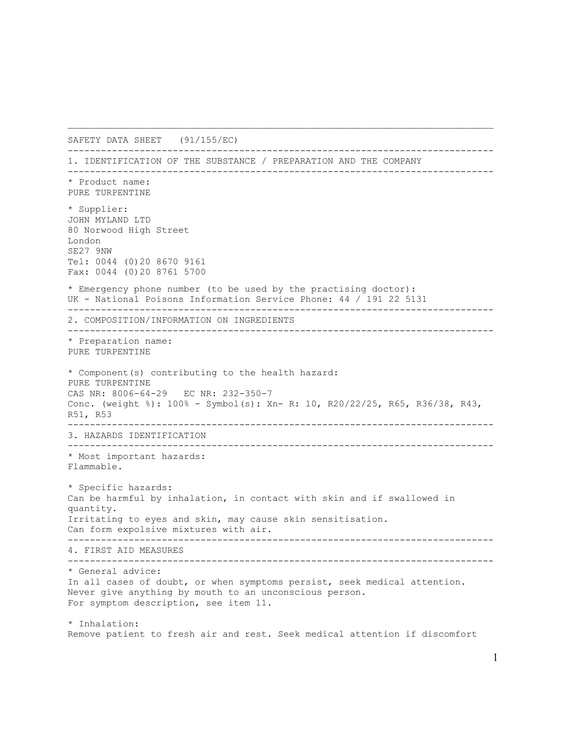# SAFETY DATA SHEET (91/155/EC)

## 1. IDENTIFICATION OF THE SUBSTANCE / PREPARATION AND THE COMPANY

* Product name:
PURE TURPENTINE

* Supplier:
JOHN MYLAND LTD
80 Norwood High Street
London
SE27 9NW
Tel: 0044 (0)20 8670 9161
Fax: 0044 (0)20 8761 5700

* Emergency phone number (to be used by the practising doctor):
UK - National Poisons Information Service Phone: 44 / 191 22 5131

## 2. COMPOSITION/INFORMATION ON INGREDIENTS

* Preparation name:
PURE TURPENTINE

* Component(s) contributing to the health hazard:
PURE TURPENTINE
CAS NR: 8006-64-29 EC NR: 232-350-7
Conc. (weight %): 100% - Symbol(s): Xn- R: 10, R20/22/25, R65, R36/38, R43, R51, R53

## 3. HAZARDS IDENTIFICATION

* Most important hazards:
Flammable.

* Specific hazards:
Can be harmful by inhalation, in contact with skin and if swallowed in quantity.
Irritating to eyes and skin, may cause skin sensitisation.
Can form expolsive mixtures with air.

## 4. FIRST AID MEASURES

* General advice:
In all cases of doubt, or when symptoms persist, seek medical attention.
Never give anything by mouth to an unconscious person.
For symptom description, see item 11.

* Inhalation:
Remove patient to fresh air and rest. Seek medical attention if discomfort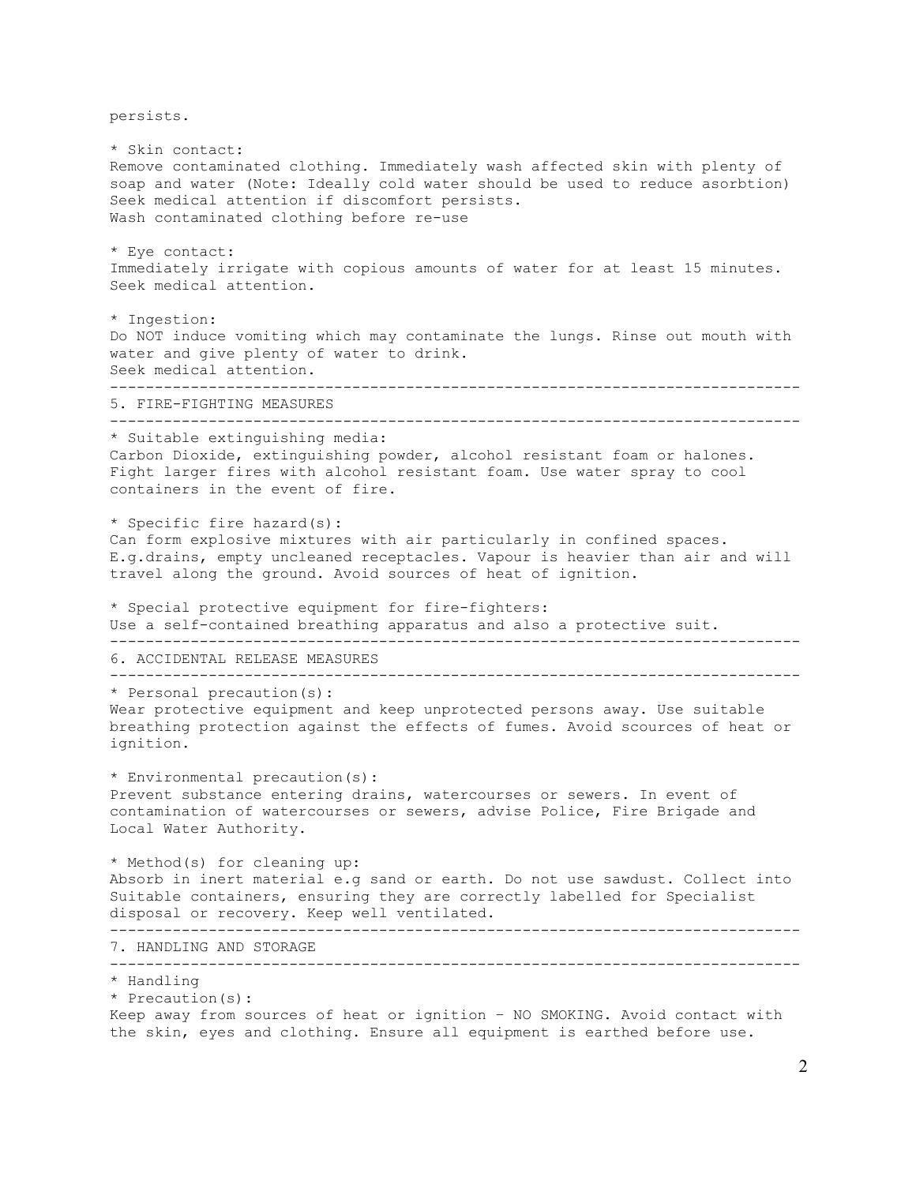persists.

* Skin contact:
Remove contaminated clothing. Immediately wash affected skin with plenty of soap and water (Note: Ideally cold water should be used to reduce asorbtion) Seek medical attention if discomfort persists.
Wash contaminated clothing before re-use

* Eye contact:
Immediately irrigate with copious amounts of water for at least 15 minutes. Seek medical attention.

* Ingestion:
Do NOT induce vomiting which may contaminate the lungs. Rinse out mouth with water and give plenty of water to drink.
Seek medical attention.

---

## 5. FIRE-FIGHTING MEASURES

---

* Suitable extinguishing media:
Carbon Dioxide, extinguishing powder, alcohol resistant foam or halones. Fight larger fires with alcohol resistant foam. Use water spray to cool containers in the event of fire.

* Specific fire hazard(s):
Can form explosive mixtures with air particularly in confined spaces. E.g.drains, empty uncleaned receptacles. Vapour is heavier than air and will travel along the ground. Avoid sources of heat of ignition.

* Special protective equipment for fire-fighters:
Use a self-contained breathing apparatus and also a protective suit.

---

## 6. ACCIDENTAL RELEASE MEASURES

---

* Personal precaution(s):
Wear protective equipment and keep unprotected persons away. Use suitable breathing protection against the effects of fumes. Avoid scources of heat or ignition.

* Environmental precaution(s):
Prevent substance entering drains, watercourses or sewers. In event of contamination of watercourses or sewers, advise Police, Fire Brigade and Local Water Authority.

* Method(s) for cleaning up:
Absorb in inert material e.g sand or earth. Do not use sawdust. Collect into Suitable containers, ensuring they are correctly labelled for Specialist disposal or recovery. Keep well ventilated.

---

## 7. HANDLING AND STORAGE

---

* Handling
* Precaution(s):
Keep away from sources of heat or ignition – NO SMOKING. Avoid contact with the skin, eyes and clothing. Ensure all equipment is earthed before use.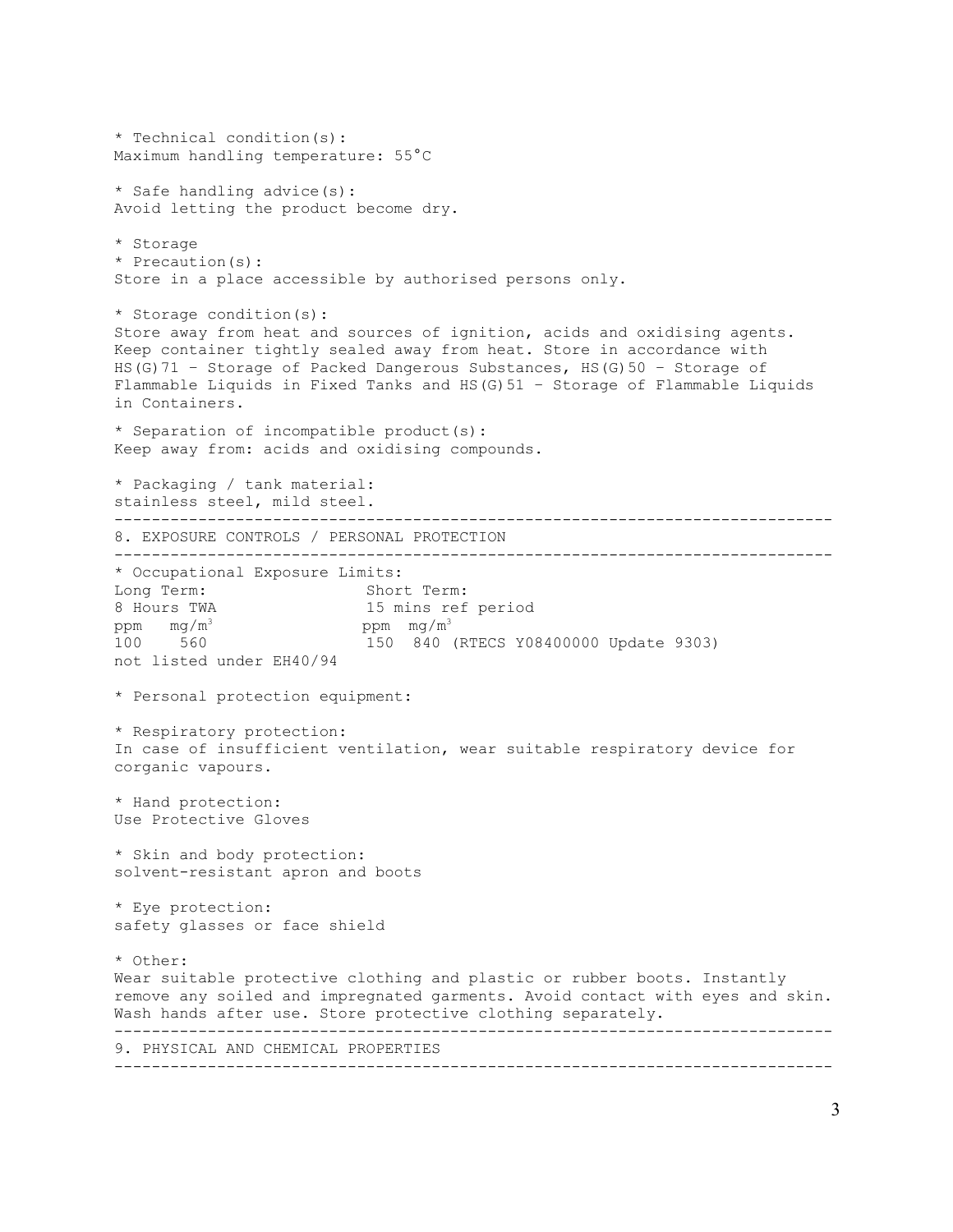* Technical condition(s):
Maximum handling temperature: 55°C

* Safe handling advice(s):
Avoid letting the product become dry.

* Storage
* Precaution(s):
Store in a place accessible by authorised persons only.

* Storage condition(s):
Store away from heat and sources of ignition, acids and oxidising agents. Keep container tightly sealed away from heat. Store in accordance with HS(G)71 – Storage of Packed Dangerous Substances, HS(G)50 – Storage of Flammable Liquids in Fixed Tanks and HS(G)51 – Storage of Flammable Liquids in Containers.

* Separation of incompatible product(s):
Keep away from: acids and oxidising compounds.

* Packaging / tank material:
stainless steel, mild steel.

---

## 8. EXPOSURE CONTROLS / PERSONAL PROTECTION

---

* Occupational Exposure Limits:

| Long Term: | | Short Term: | |
|---|---|---|---|
| 8 Hours TWA | | 15 mins ref period | |
| ppm | $mg/m^3$ | ppm | $mg/m^3$ |
| 100 | 560 | 150 | 840 (RTECS Y08400000 Update 9303) |

not listed under EH40/94

* Personal protection equipment:

* Respiratory protection:
In case of insufficient ventilation, wear suitable respiratory device for corganic vapours.

* Hand protection:
Use Protective Gloves

* Skin and body protection:
solvent-resistant apron and boots

* Eye protection:
safety glasses or face shield

* Other:
Wear suitable protective clothing and plastic or rubber boots. Instantly remove any soiled and impregnated garments. Avoid contact with eyes and skin. Wash hands after use. Store protective clothing separately.

---

## 9. PHYSICAL AND CHEMICAL PROPERTIES

---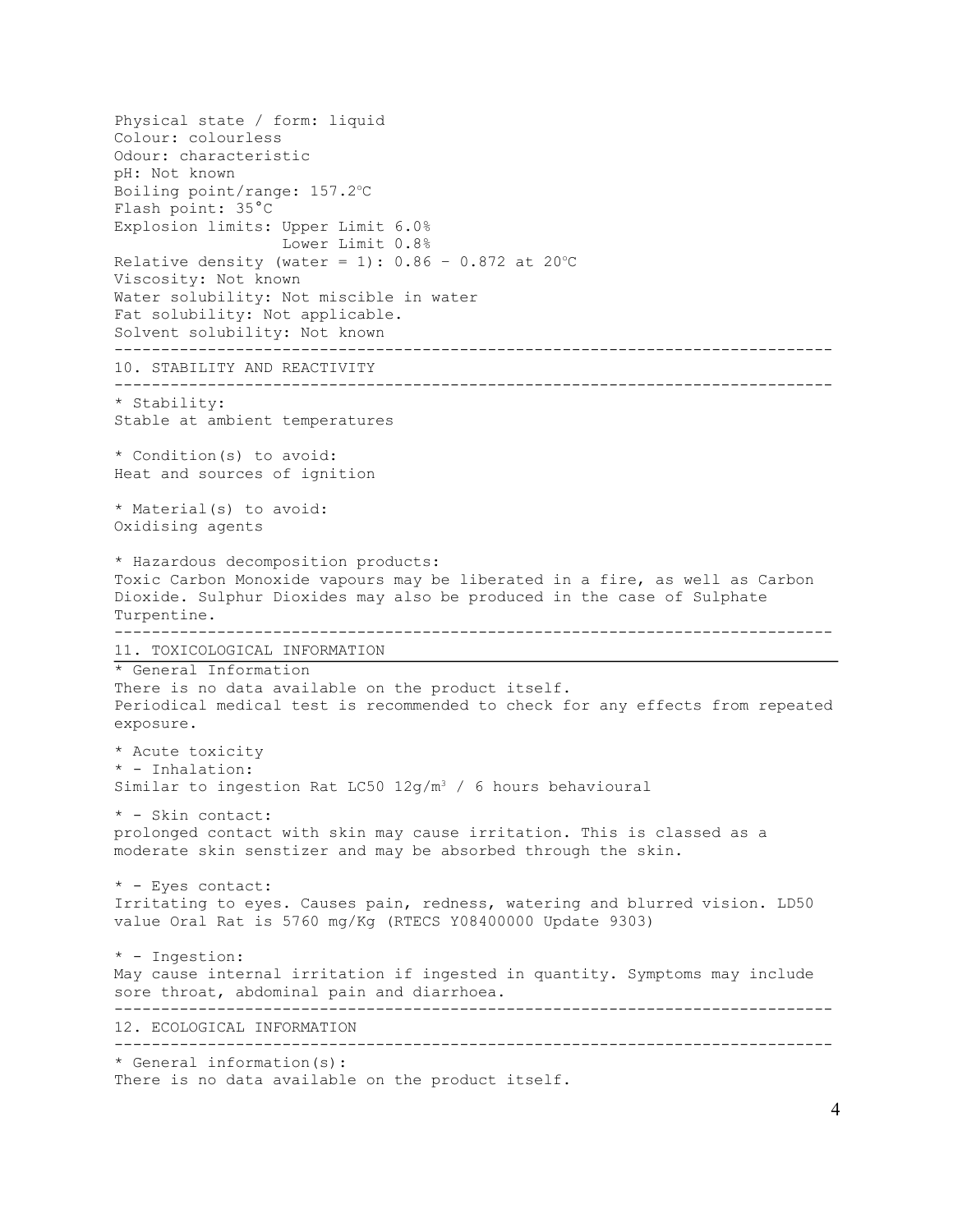Physical state / form: liquid
Colour: colourless
Odour: characteristic
pH: Not known
Boiling point/range: 157.2ºC
Flash point: 35°C
Explosion limits: Upper Limit 6.0%
Lower Limit 0.8%
Relative density (water = 1): 0.86 – 0.872 at 20ºC
Viscosity: Not known
Water solubility: Not miscible in water
Fat solubility: Not applicable.
Solvent solubility: Not known

## 10. STABILITY AND REACTIVITY

* Stability:
Stable at ambient temperatures

* Condition(s) to avoid:
Heat and sources of ignition

* Material(s) to avoid:
Oxidising agents

* Hazardous decomposition products:
Toxic Carbon Monoxide vapours may be liberated in a fire, as well as Carbon Dioxide. Sulphur Dioxides may also be produced in the case of Sulphate Turpentine.

## 11. TOXICOLOGICAL INFORMATION

* General Information
There is no data available on the product itself.
Periodical medical test is recommended to check for any effects from repeated exposure.

* Acute toxicity
* - Inhalation:
Similar to ingestion Rat LC50 12g/m$^3$ / 6 hours behavioural

* - Skin contact:
prolonged contact with skin may cause irritation. This is classed as a moderate skin senstizer and may be absorbed through the skin.

* - Eyes contact:
Irritating to eyes. Causes pain, redness, watering and blurred vision. LD50 value Oral Rat is 5760 mg/Kg (RTECS Y08400000 Update 9303)

* - Ingestion:
May cause internal irritation if ingested in quantity. Symptoms may include sore throat, abdominal pain and diarrhoea.

## 12. ECOLOGICAL INFORMATION

* General information(s):
There is no data available on the product itself.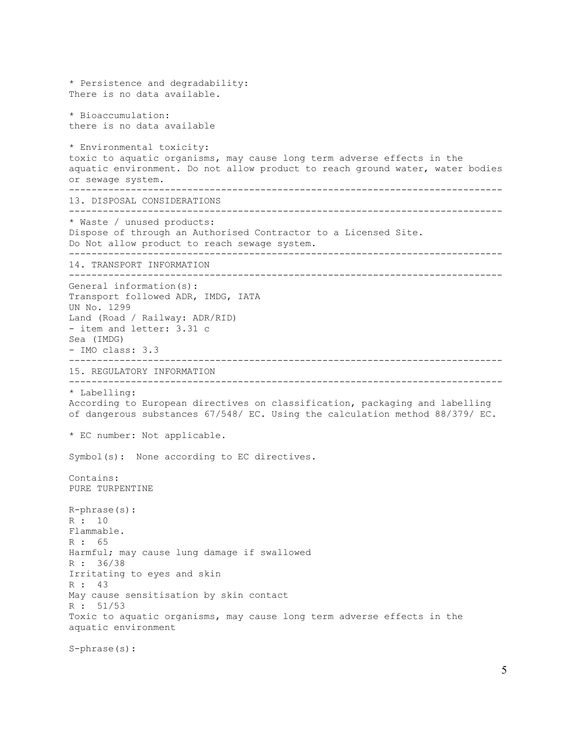* Persistence and degradability:
There is no data available.

* Bioaccumulation:
there is no data available

* Environmental toxicity:
toxic to aquatic organisms, may cause long term adverse effects in the aquatic environment. Do not allow product to reach ground water, water bodies or sewage system.

---

## 13. DISPOSAL CONSIDERATIONS

---

* Waste / unused products:
Dispose of through an Authorised Contractor to a Licensed Site.
Do Not allow product to reach sewage system.

---

## 14. TRANSPORT INFORMATION

---

General information(s):
Transport followed ADR, IMDG, IATA
UN No. 1299
Land (Road / Railway: ADR/RID)
- item and letter: 3.31 c
Sea (IMDG)
- IMO class: 3.3

---

## 15. REGULATORY INFORMATION

---

* Labelling:
According to European directives on classification, packaging and labelling of dangerous substances 67/548/ EC. Using the calculation method 88/379/ EC.

* EC number: Not applicable.

Symbol(s): None according to EC directives.

Contains:
PURE TURPENTINE

R-phrase(s):
R : 10
Flammable.
R : 65
Harmful; may cause lung damage if swallowed
R : 36/38
Irritating to eyes and skin
R : 43
May cause sensitisation by skin contact
R : 51/53
Toxic to aquatic organisms, may cause long term adverse effects in the aquatic environment

S-phrase(s):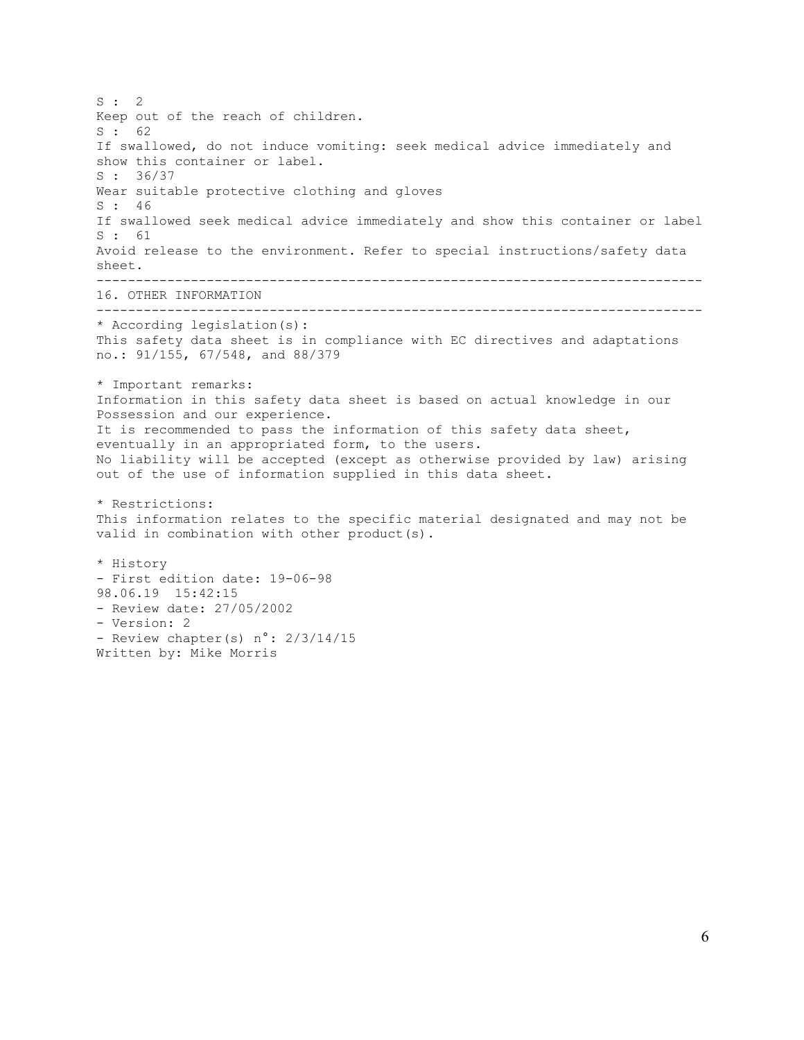S : 2
Keep out of the reach of children.
S : 62
If swallowed, do not induce vomiting: seek medical advice immediately and show this container or label.
S : 36/37
Wear suitable protective clothing and gloves
S : 46
If swallowed seek medical advice immediately and show this container or label
S : 61
Avoid release to the environment. Refer to special instructions/safety data sheet.

---

## 16. OTHER INFORMATION

---

* According legislation(s):
This safety data sheet is in compliance with EC directives and adaptations no.: 91/155, 67/548, and 88/379

* Important remarks:
Information in this safety data sheet is based on actual knowledge in our Possession and our experience.
It is recommended to pass the information of this safety data sheet, eventually in an appropriated form, to the users.
No liability will be accepted (except as otherwise provided by law) arising out of the use of information supplied in this data sheet.

* Restrictions:
This information relates to the specific material designated and may not be valid in combination with other product(s).

* History
- First edition date: 19-06-98
98.06.19 15:42:15
- Review date: 27/05/2002
- Version: 2
- Review chapter(s) n°: 2/3/14/15
Written by: Mike Morris